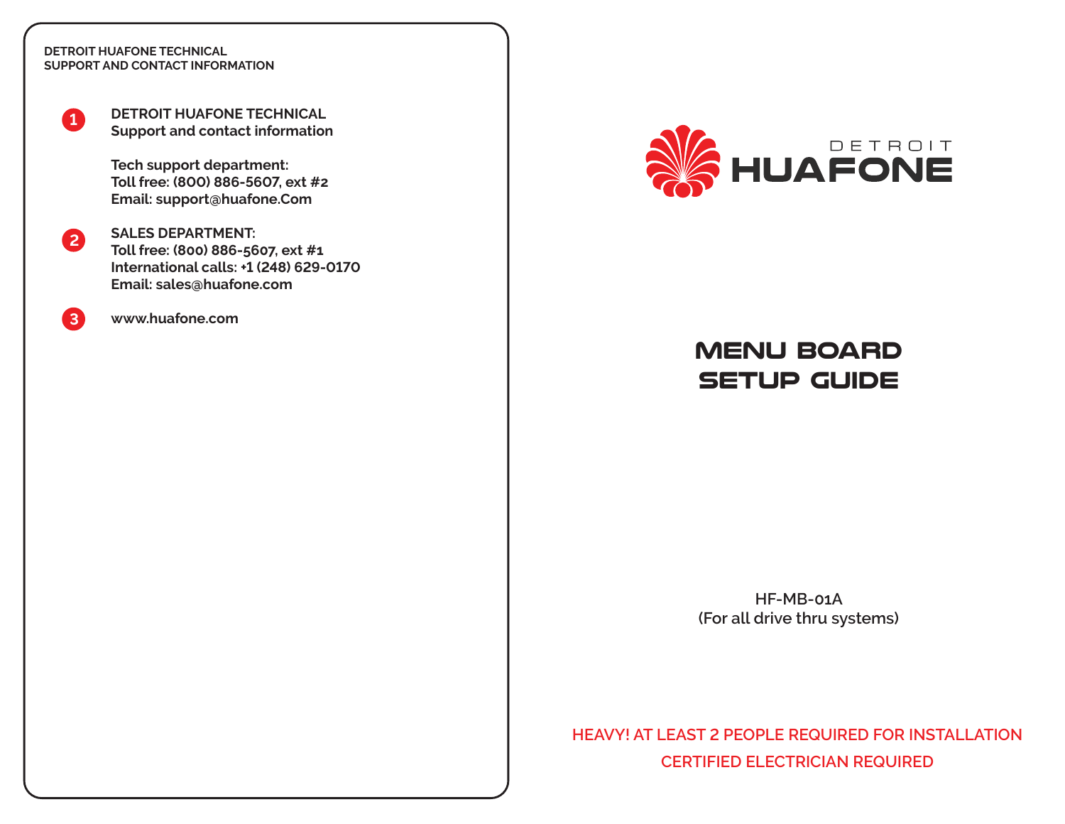**DETROIT HUAFONE TECHNICAL SUPPORT AND CONTACT INFORMATION**

1. **DETROIT HUAFONE TECHNICAL Support and contact information**

   **Tech support department:**
   **Toll free: (800) 886-5607, ext #2**
   **Email: support@huafone.Com**

2. **SALES DEPARTMENT:**
   **Toll free: (800) 886-5607, ext #1**
   **International calls: +1 (248) 629-0170**
   **Email: sales@huafone.com**

3. **www.huafone.com**

DETROIT HUAFONE

# MENU BOARD SETUP GUIDE

HF-MB-01A
(For all drive thru systems)

**HEAVY! AT LEAST 2 PEOPLE REQUIRED FOR INSTALLATION**

**CERTIFIED ELECTRICIAN REQUIRED**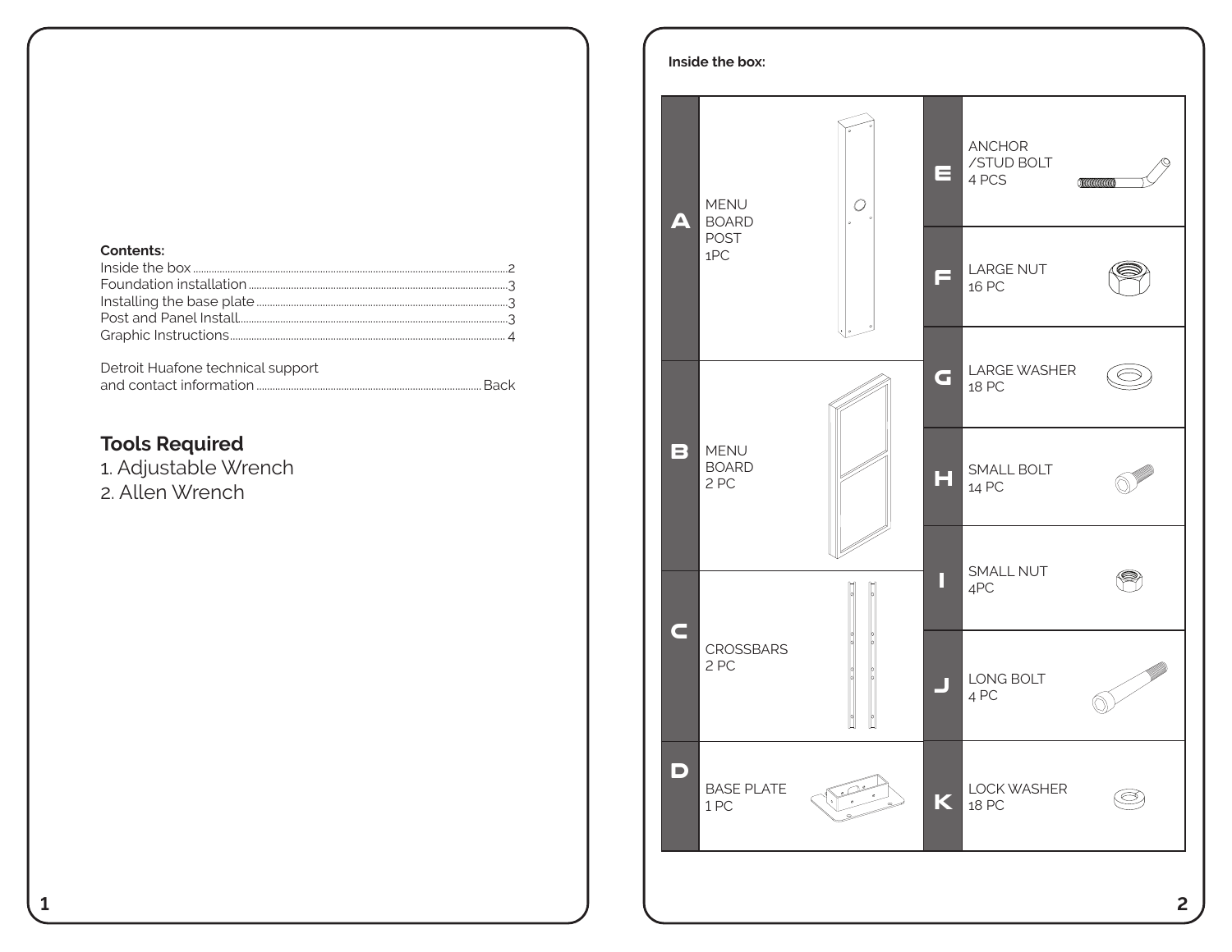**Contents:**

Inside the box ........ 2
Foundation installation ........ 3
Installing the base plate ........ 3
Post and Panel Install ........ 3
Graphic Instructions ........ 4

Detroit Huafone technical support and contact information ........ Back

## Tools Required

1. Adjustable Wrench
2. Allen Wrench

**Inside the box:**

| | | | |
|---|---|---|---|
| A | MENU BOARD POST 1PC | E | ANCHOR /STUD BOLT 4 PCS |
| | | F | LARGE NUT 16 PC |
| B | MENU BOARD 2 PC | G | LARGE WASHER 18 PC |
| | | H | SMALL BOLT 14 PC |
| C | CROSSBARS 2 PC | I | SMALL NUT 4PC |
| | | J | LONG BOLT 4 PC |
| D | BASE PLATE 1 PC | K | LOCK WASHER 18 PC |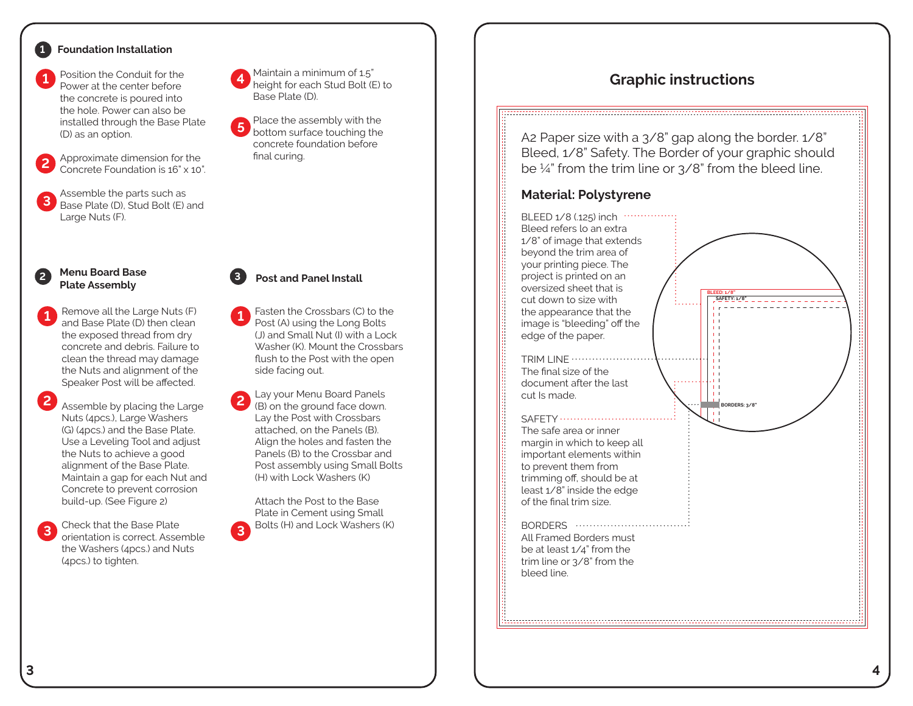## 1 Foundation Installation

1. Position the Conduit for the Power at the center before the concrete is poured into the hole. Power can also be installed through the Base Plate (D) as an option.
2. Approximate dimension for the Concrete Foundation is 16" x 10".
3. Assemble the parts such as Base Plate (D), Stud Bolt (E) and Large Nuts (F).
4. Maintain a minimum of 1.5" height for each Stud Bolt (E) to Base Plate (D).
5. Place the assembly with the bottom surface touching the concrete foundation before final curing.

## 2 Menu Board Base Plate Assembly

1. Remove all the Large Nuts (F) and Base Plate (D) then clean the exposed thread from dry concrete and debris. Failure to clean the thread may damage the Nuts and alignment of the Speaker Post will be affected.
2. Assemble by placing the Large Nuts (4pcs.), Large Washers (G) (4pcs.) and the Base Plate. Use a Leveling Tool and adjust the Nuts to achieve a good alignment of the Base Plate. Maintain a gap for each Nut and Concrete to prevent corrosion build-up. (See Figure 2)
3. Check that the Base Plate orientation is correct. Assemble the Washers (4pcs.) and Nuts (4pcs.) to tighten.

## 3 Post and Panel Install

1. Fasten the Crossbars (C) to the Post (A) using the Long Bolts (J) and Small Nut (I) with a Lock Washer (K). Mount the Crossbars flush to the Post with the open side facing out.
2. Lay your Menu Board Panels (B) on the ground face down. Lay the Post with Crossbars attached, on the Panels (B). Align the holes and fasten the Panels (B) to the Crossbar and Post assembly using Small Bolts (H) with Lock Washers (K)
3. Attach the Post to the Base Plate in Cement using Small Bolts (H) and Lock Washers (K)

## Graphic instructions

A2 Paper size with a 3/8" gap along the border. 1/8" Bleed, 1/8" Safety. The Border of your graphic should be ¼" from the trim line or 3/8" from the bleed line.

### Material: Polystyrene

BLEED 1/8 (.125) inch
Bleed refers lo an extra 1/8" of image that extends beyond the trim area of your printing piece. The project is printed on an oversized sheet that is cut down to size with the appearance that the image is "bleeding" off the edge of the paper.

TRIM LINE
The final size of the document after the last cut Is made.

SAFETY
The safe area or inner margin in which to keep all important elements within to prevent them from trimming off, should be at least 1/8" inside the edge of the final trim size.

BORDERS
All Framed Borders must be at least 1/4" from the trim line or 3/8" from the bleed line.

BLEED: 1/8"
SAFETY: 1/8"
BORDERS: 3/8"